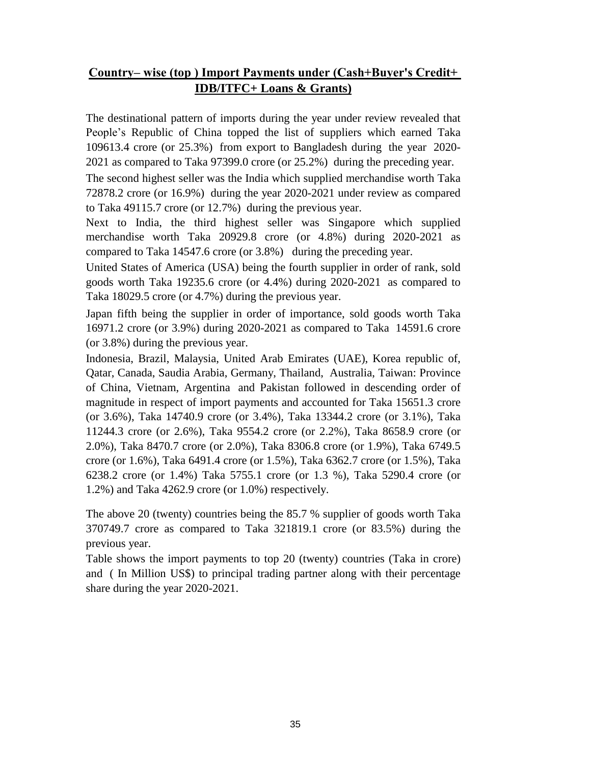## Country– wise (top ) Import Payments under (Cash+Buyer's Credit+ IDB/ITFC+ Loans & Grants)

The destinational pattern of imports during the year under review revealed that People's Republic of China topped the list of suppliers which earned Taka 109613.4 crore (or 25.3%) from export to Bangladesh during the year 2020-2021 as compared to Taka 97399.0 crore (or 25.2%) during the preceding year.

The second highest seller was the India which supplied merchandise worth Taka 72878.2 crore (or 16.9%) during the year 2020-2021 under review as compared to Taka 49115.7 crore (or 12.7%) during the previous year.

Next to India, the third highest seller was Singapore which supplied merchandise worth Taka 20929.8 crore (or 4.8%) during 2020-2021 as compared to Taka 14547.6 crore (or 3.8%) during the preceding year.

United States of America (USA) being the fourth supplier in order of rank, sold goods worth Taka 19235.6 crore (or 4.4%) during 2020-2021 as compared to Taka 18029.5 crore (or 4.7%) during the previous year.

Japan fifth being the supplier in order of importance, sold goods worth Taka 16971.2 crore (or 3.9%) during 2020-2021 as compared to Taka 14591.6 crore (or 3.8%) during the previous year.

Indonesia, Brazil, Malaysia, United Arab Emirates (UAE), Korea republic of, Qatar, Canada, Saudia Arabia, Germany, Thailand, Australia, Taiwan: Province of China, Vietnam, Argentina and Pakistan followed in descending order of magnitude in respect of import payments and accounted for Taka 15651.3 crore (or 3.6%), Taka 14740.9 crore (or 3.4%), Taka 13344.2 crore (or 3.1%), Taka 11244.3 crore (or 2.6%), Taka 9554.2 crore (or 2.2%), Taka 8658.9 crore (or 2.0%), Taka 8470.7 crore (or 2.0%), Taka 8306.8 crore (or 1.9%), Taka 6749.5 crore (or 1.6%), Taka 6491.4 crore (or 1.5%), Taka 6362.7 crore (or 1.5%), Taka 6238.2 crore (or 1.4%) Taka 5755.1 crore (or 1.3 %), Taka 5290.4 crore (or 1.2%) and Taka 4262.9 crore (or 1.0%) respectively.

The above 20 (twenty) countries being the 85.7 % supplier of goods worth Taka 370749.7 crore as compared to Taka 321819.1 crore (or 83.5%) during the previous year.

Table shows the import payments to top 20 (twenty) countries (Taka in crore) and ( In Million US$) to principal trading partner along with their percentage share during the year 2020-2021.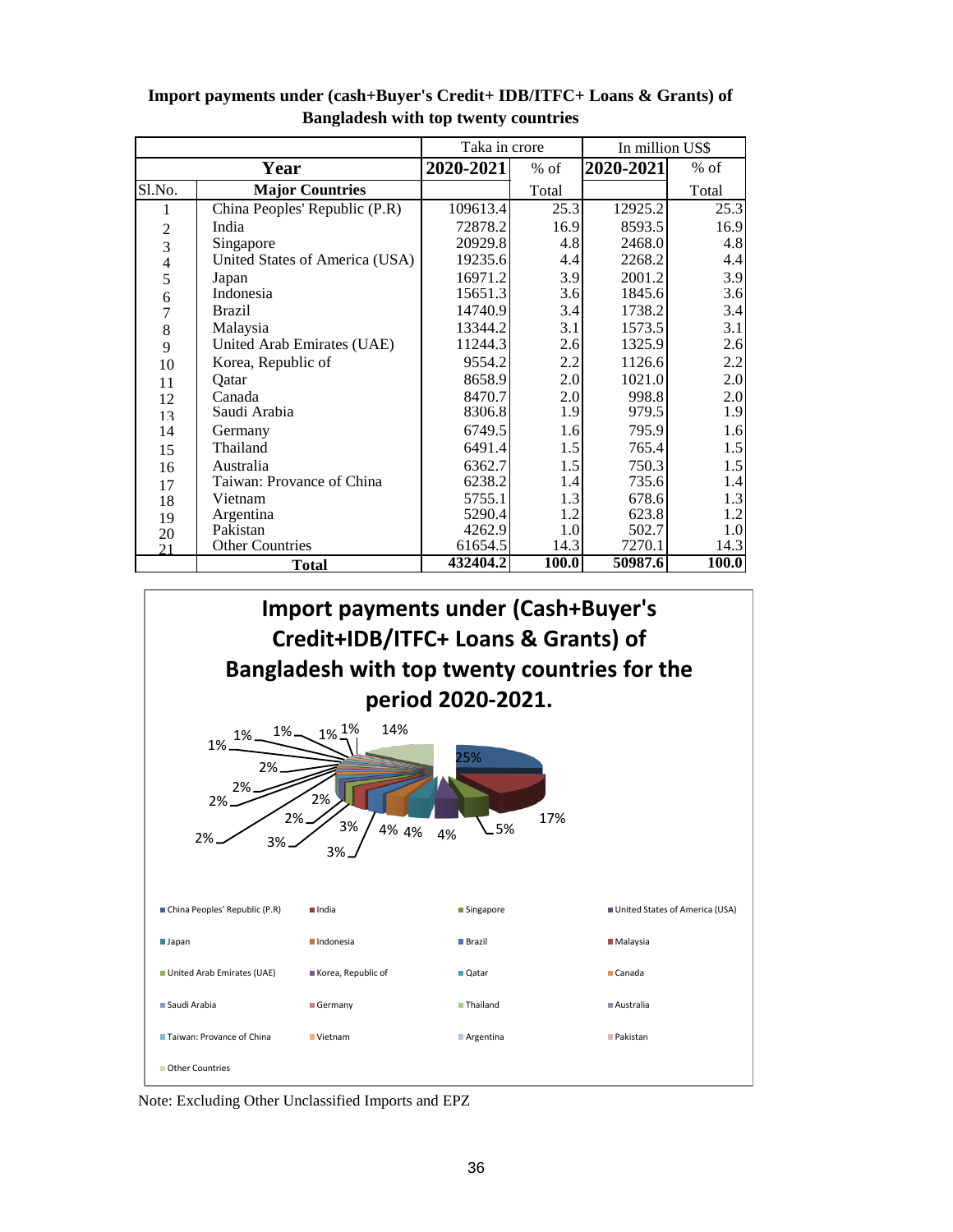**Import payments under (cash+Buyer's Credit+ IDB/ITFC+ Loans & Grants) of Bangladesh with top twenty countries**

| | | Taka in crore | | In million US$ | |
|---|---|---|---|---|---|
| Year | | 2020-2021 | % of | 2020-2021 | % of |
| Sl.No. | Major Countries | | Total | | Total |
| 1 | China Peoples' Republic (P.R) | 109613.4 | 25.3 | 12925.2 | 25.3 |
| 2 | India | 72878.2 | 16.9 | 8593.5 | 16.9 |
| 3 | Singapore | 20929.8 | 4.8 | 2468.0 | 4.8 |
| 4 | United States of America (USA) | 19235.6 | 4.4 | 2268.2 | 4.4 |
| 5 | Japan | 16971.2 | 3.9 | 2001.2 | 3.9 |
| 6 | Indonesia | 15651.3 | 3.6 | 1845.6 | 3.6 |
| 7 | Brazil | 14740.9 | 3.4 | 1738.2 | 3.4 |
| 8 | Malaysia | 13344.2 | 3.1 | 1573.5 | 3.1 |
| 9 | United Arab Emirates (UAE) | 11244.3 | 2.6 | 1325.9 | 2.6 |
| 10 | Korea, Republic of | 9554.2 | 2.2 | 1126.6 | 2.2 |
| 11 | Qatar | 8658.9 | 2.0 | 1021.0 | 2.0 |
| 12 | Canada | 8470.7 | 2.0 | 998.8 | 2.0 |
| 13 | Saudi Arabia | 8306.8 | 1.9 | 979.5 | 1.9 |
| 14 | Germany | 6749.5 | 1.6 | 795.9 | 1.6 |
| 15 | Thailand | 6491.4 | 1.5 | 765.4 | 1.5 |
| 16 | Australia | 6362.7 | 1.5 | 750.3 | 1.5 |
| 17 | Taiwan: Provance of China | 6238.2 | 1.4 | 735.6 | 1.4 |
| 18 | Vietnam | 5755.1 | 1.3 | 678.6 | 1.3 |
| 19 | Argentina | 5290.4 | 1.2 | 623.8 | 1.2 |
| 20 | Pakistan | 4262.9 | 1.0 | 502.7 | 1.0 |
| 21 | Other Countries | 61654.5 | 14.3 | 7270.1 | 14.3 |
| | **Total** | **432404.2** | **100.0** | **50987.6** | **100.0** |

**Import payments under (Cash+Buyer's Credit+IDB/ITFC+ Loans & Grants) of Bangladesh with top twenty countries for the period 2020-2021.**

25%
17%
5%
4%
4% 4%
3%
3%
3%
2%
2%
2%
2%
2%
1%
1%
1%
1% 1%
14%

China Peoples' Republic (P.R)
India
Singapore
United States of America (USA)
Japan
Indonesia
Brazil
Malaysia
United Arab Emirates (UAE)
Korea, Republic of
Qatar
Canada
Saudi Arabia
Germany
Thailand
Australia
Taiwan: Provance of China
Vietnam
Argentina
Pakistan
Other Countries

Note: Excluding Other Unclassified Imports and EPZ